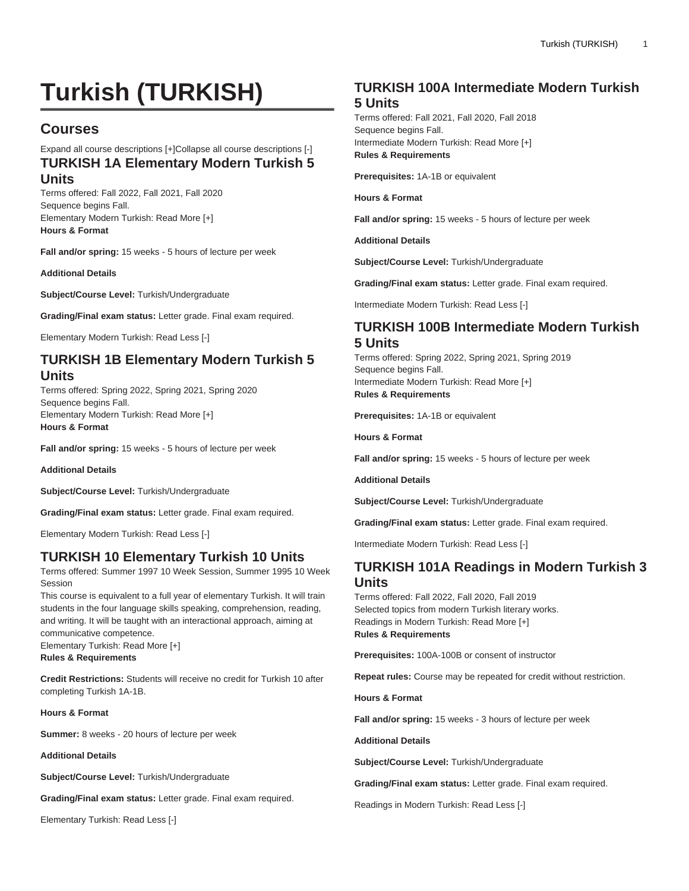# Turkish (TURKISH)

## Courses

Expand all course descriptions [+]Collapse all course descriptions [-]

### TURKISH 1A Elementary Modern Turkish 5 Units

Terms offered: Fall 2022, Fall 2021, Fall 2020
Sequence begins Fall.
Elementary Modern Turkish: Read More [+]
**Hours & Format**

**Fall and/or spring:** 15 weeks - 5 hours of lecture per week

**Additional Details**

**Subject/Course Level:** Turkish/Undergraduate

**Grading/Final exam status:** Letter grade. Final exam required.

Elementary Modern Turkish: Read Less [-]

### TURKISH 1B Elementary Modern Turkish 5 Units

Terms offered: Spring 2022, Spring 2021, Spring 2020
Sequence begins Fall.
Elementary Modern Turkish: Read More [+]
**Hours & Format**

**Fall and/or spring:** 15 weeks - 5 hours of lecture per week

**Additional Details**

**Subject/Course Level:** Turkish/Undergraduate

**Grading/Final exam status:** Letter grade. Final exam required.

Elementary Modern Turkish: Read Less [-]

### TURKISH 10 Elementary Turkish 10 Units

Terms offered: Summer 1997 10 Week Session, Summer 1995 10 Week Session
This course is equivalent to a full year of elementary Turkish. It will train students in the four language skills speaking, comprehension, reading, and writing. It will be taught with an interactional approach, aiming at communicative competence.
Elementary Turkish: Read More [+]
**Rules & Requirements**

**Credit Restrictions:** Students will receive no credit for Turkish 10 after completing Turkish 1A-1B.

**Hours & Format**

**Summer:** 8 weeks - 20 hours of lecture per week

**Additional Details**

**Subject/Course Level:** Turkish/Undergraduate

**Grading/Final exam status:** Letter grade. Final exam required.

Elementary Turkish: Read Less [-]

### TURKISH 100A Intermediate Modern Turkish 5 Units

Terms offered: Fall 2021, Fall 2020, Fall 2018
Sequence begins Fall.
Intermediate Modern Turkish: Read More [+]
**Rules & Requirements**

**Prerequisites:** 1A-1B or equivalent

**Hours & Format**

**Fall and/or spring:** 15 weeks - 5 hours of lecture per week

**Additional Details**

**Subject/Course Level:** Turkish/Undergraduate

**Grading/Final exam status:** Letter grade. Final exam required.

Intermediate Modern Turkish: Read Less [-]

### TURKISH 100B Intermediate Modern Turkish 5 Units

Terms offered: Spring 2022, Spring 2021, Spring 2019
Sequence begins Fall.
Intermediate Modern Turkish: Read More [+]
**Rules & Requirements**

**Prerequisites:** 1A-1B or equivalent

**Hours & Format**

**Fall and/or spring:** 15 weeks - 5 hours of lecture per week

**Additional Details**

**Subject/Course Level:** Turkish/Undergraduate

**Grading/Final exam status:** Letter grade. Final exam required.

Intermediate Modern Turkish: Read Less [-]

### TURKISH 101A Readings in Modern Turkish 3 Units

Terms offered: Fall 2022, Fall 2020, Fall 2019
Selected topics from modern Turkish literary works.
Readings in Modern Turkish: Read More [+]
**Rules & Requirements**

**Prerequisites:** 100A-100B or consent of instructor

**Repeat rules:** Course may be repeated for credit without restriction.

**Hours & Format**

**Fall and/or spring:** 15 weeks - 3 hours of lecture per week

**Additional Details**

**Subject/Course Level:** Turkish/Undergraduate

**Grading/Final exam status:** Letter grade. Final exam required.

Readings in Modern Turkish: Read Less [-]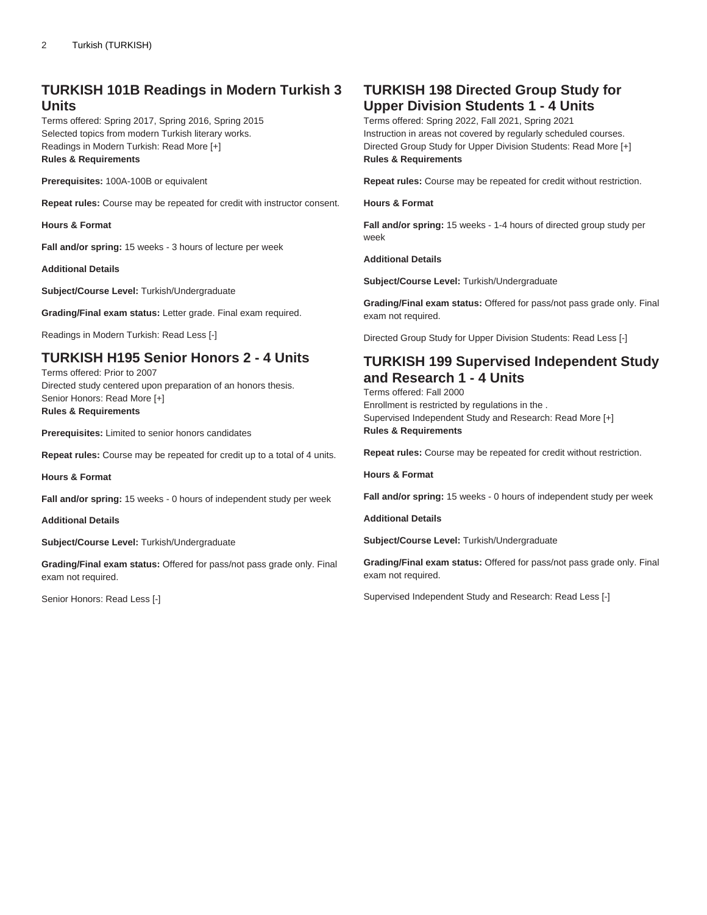## TURKISH 101B Readings in Modern Turkish 3 Units

Terms offered: Spring 2017, Spring 2016, Spring 2015
Selected topics from modern Turkish literary works.
Readings in Modern Turkish: Read More [+]
**Rules & Requirements**

**Prerequisites:** 100A-100B or equivalent

**Repeat rules:** Course may be repeated for credit with instructor consent.

**Hours & Format**

**Fall and/or spring:** 15 weeks - 3 hours of lecture per week

**Additional Details**

**Subject/Course Level:** Turkish/Undergraduate

**Grading/Final exam status:** Letter grade. Final exam required.

Readings in Modern Turkish: Read Less [-]

## TURKISH H195 Senior Honors 2 - 4 Units

Terms offered: Prior to 2007
Directed study centered upon preparation of an honors thesis.
Senior Honors: Read More [+]
**Rules & Requirements**

**Prerequisites:** Limited to senior honors candidates

**Repeat rules:** Course may be repeated for credit up to a total of 4 units.

**Hours & Format**

**Fall and/or spring:** 15 weeks - 0 hours of independent study per week

**Additional Details**

**Subject/Course Level:** Turkish/Undergraduate

**Grading/Final exam status:** Offered for pass/not pass grade only. Final exam not required.

Senior Honors: Read Less [-]

## TURKISH 198 Directed Group Study for Upper Division Students 1 - 4 Units

Terms offered: Spring 2022, Fall 2021, Spring 2021
Instruction in areas not covered by regularly scheduled courses.
Directed Group Study for Upper Division Students: Read More [+]
**Rules & Requirements**

**Repeat rules:** Course may be repeated for credit without restriction.

**Hours & Format**

**Fall and/or spring:** 15 weeks - 1-4 hours of directed group study per week

**Additional Details**

**Subject/Course Level:** Turkish/Undergraduate

**Grading/Final exam status:** Offered for pass/not pass grade only. Final exam not required.

Directed Group Study for Upper Division Students: Read Less [-]

## TURKISH 199 Supervised Independent Study and Research 1 - 4 Units

Terms offered: Fall 2000
Enrollment is restricted by regulations in the .
Supervised Independent Study and Research: Read More [+]
**Rules & Requirements**

**Repeat rules:** Course may be repeated for credit without restriction.

**Hours & Format**

**Fall and/or spring:** 15 weeks - 0 hours of independent study per week

**Additional Details**

**Subject/Course Level:** Turkish/Undergraduate

**Grading/Final exam status:** Offered for pass/not pass grade only. Final exam not required.

Supervised Independent Study and Research: Read Less [-]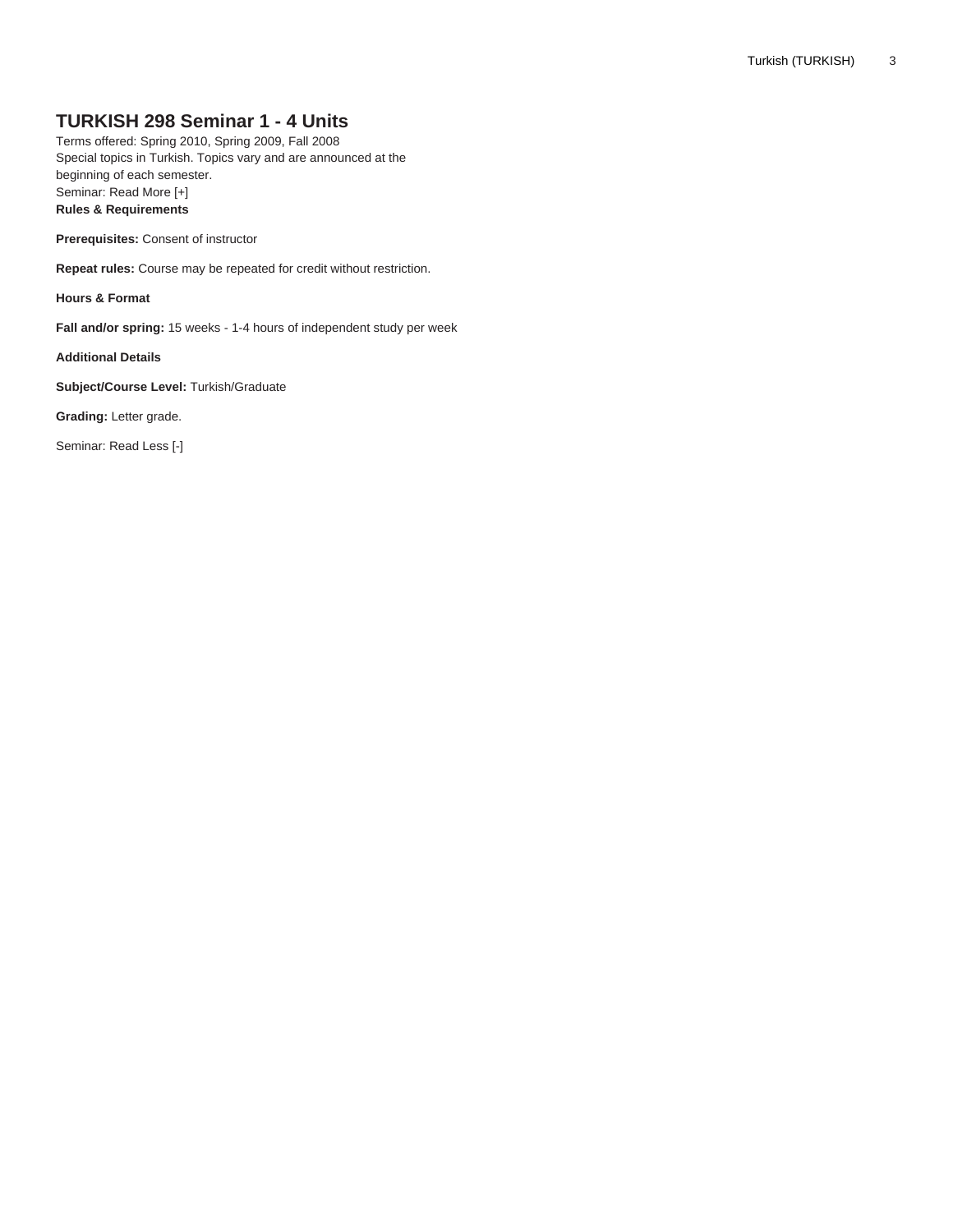## TURKISH 298 Seminar 1 - 4 Units

Terms offered: Spring 2010, Spring 2009, Fall 2008
Special topics in Turkish. Topics vary and are announced at the beginning of each semester.
Seminar: Read More [+]

**Rules & Requirements**

**Prerequisites:** Consent of instructor

**Repeat rules:** Course may be repeated for credit without restriction.

**Hours & Format**

**Fall and/or spring:** 15 weeks - 1-4 hours of independent study per week

**Additional Details**

**Subject/Course Level:** Turkish/Graduate

**Grading:** Letter grade.

Seminar: Read Less [-]